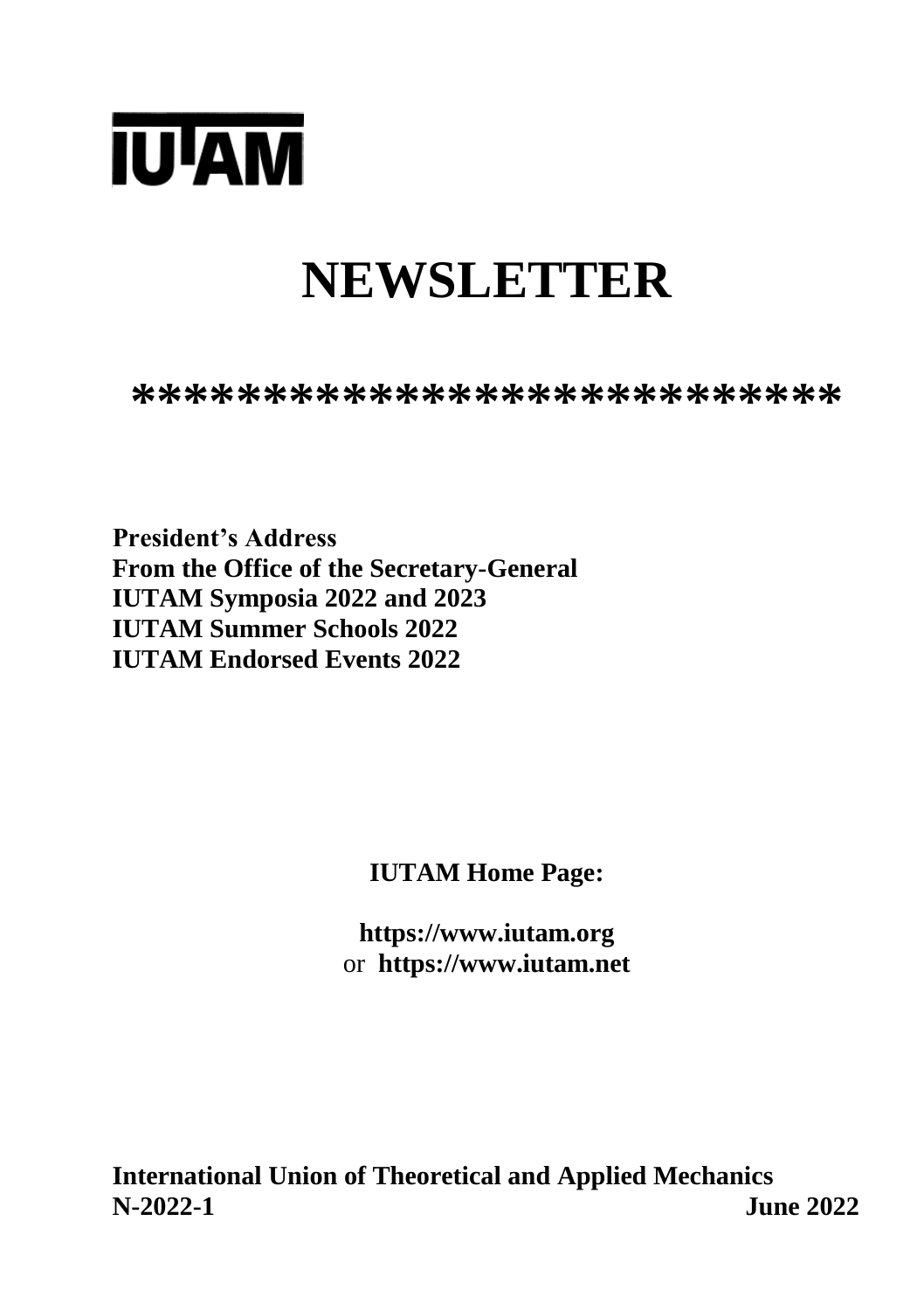# IUTAM

# NEWSLETTER

****************************

**President's Address**
**From the Office of the Secretary-General**
**IUTAM Symposia 2022 and 2023**
**IUTAM Summer Schools 2022**
**IUTAM Endorsed Events 2022**

**IUTAM Home Page:**

**https://www.iutam.org**
or **https://www.iutam.net**

**International Union of Theoretical and Applied Mechanics**
**N-2022-1** **June 2022**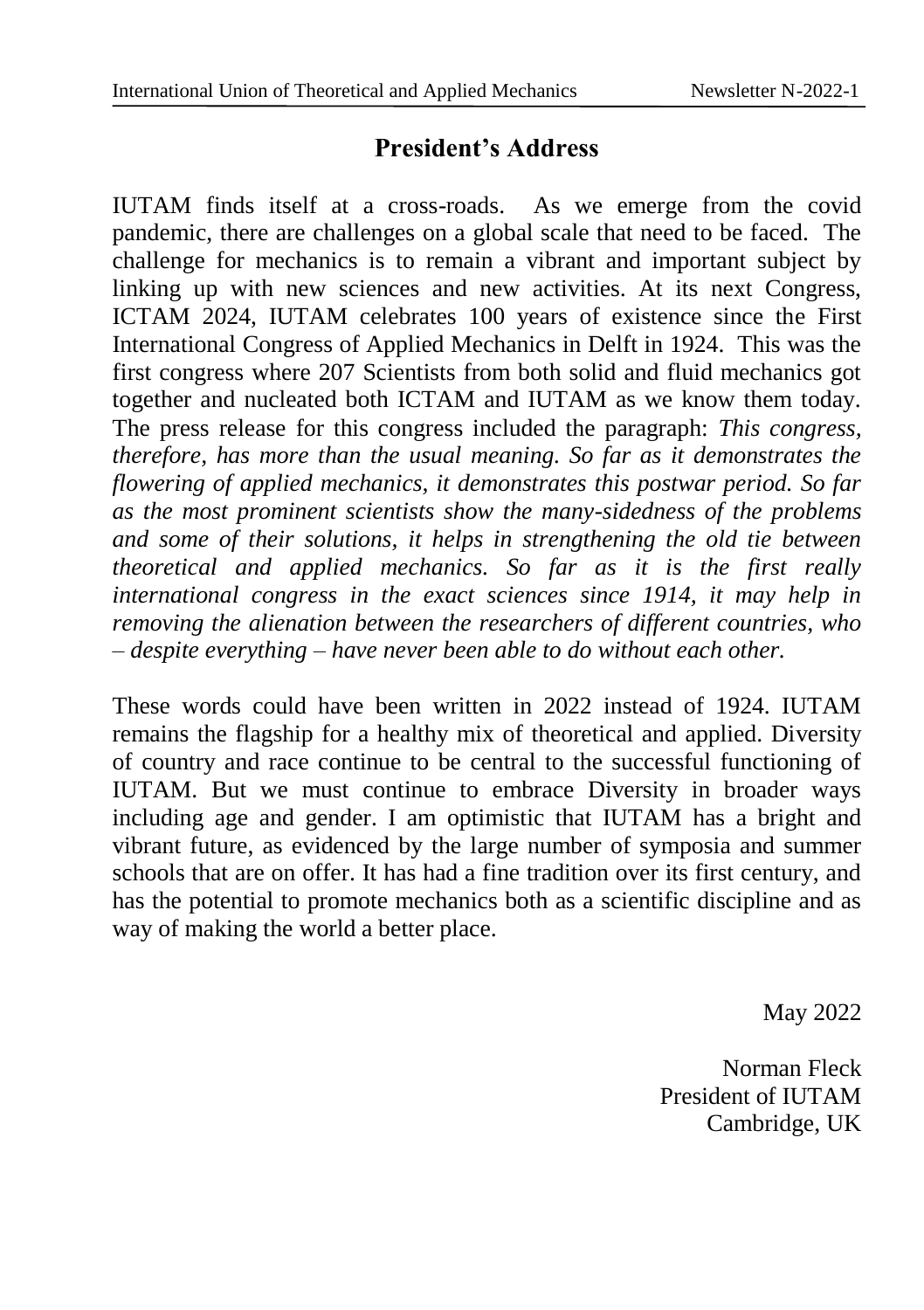## President's Address

IUTAM finds itself at a cross-roads. As we emerge from the covid pandemic, there are challenges on a global scale that need to be faced. The challenge for mechanics is to remain a vibrant and important subject by linking up with new sciences and new activities. At its next Congress, ICTAM 2024, IUTAM celebrates 100 years of existence since the First International Congress of Applied Mechanics in Delft in 1924. This was the first congress where 207 Scientists from both solid and fluid mechanics got together and nucleated both ICTAM and IUTAM as we know them today. The press release for this congress included the paragraph: *This congress, therefore, has more than the usual meaning. So far as it demonstrates the flowering of applied mechanics, it demonstrates this postwar period. So far as the most prominent scientists show the many-sidedness of the problems and some of their solutions, it helps in strengthening the old tie between theoretical and applied mechanics. So far as it is the first really international congress in the exact sciences since 1914, it may help in removing the alienation between the researchers of different countries, who – despite everything – have never been able to do without each other.*

These words could have been written in 2022 instead of 1924. IUTAM remains the flagship for a healthy mix of theoretical and applied. Diversity of country and race continue to be central to the successful functioning of IUTAM. But we must continue to embrace Diversity in broader ways including age and gender. I am optimistic that IUTAM has a bright and vibrant future, as evidenced by the large number of symposia and summer schools that are on offer. It has had a fine tradition over its first century, and has the potential to promote mechanics both as a scientific discipline and as way of making the world a better place.

May 2022

Norman Fleck
President of IUTAM
Cambridge, UK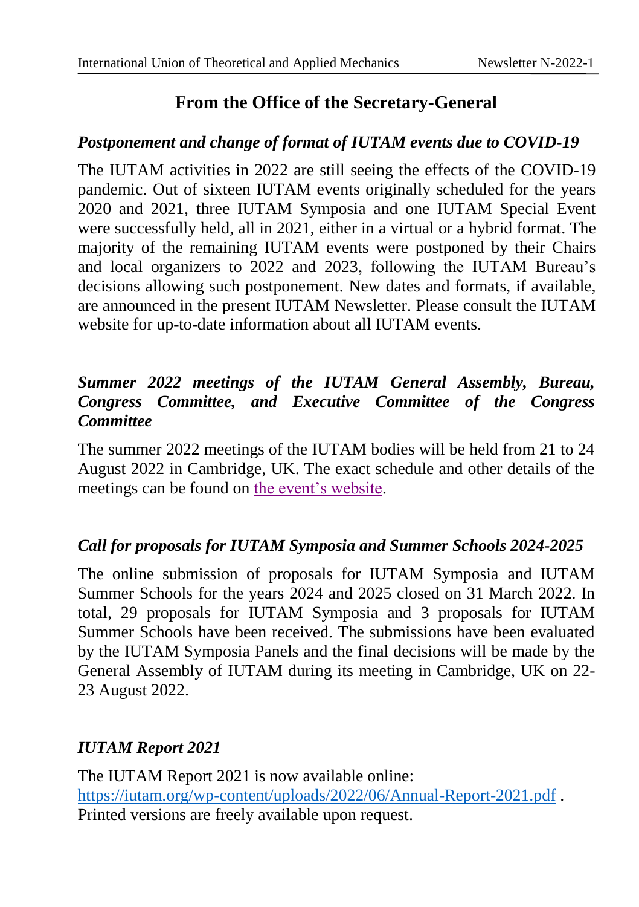## From the Office of the Secretary-General

### *Postponement and change of format of IUTAM events due to COVID-19*

The IUTAM activities in 2022 are still seeing the effects of the COVID-19 pandemic. Out of sixteen IUTAM events originally scheduled for the years 2020 and 2021, three IUTAM Symposia and one IUTAM Special Event were successfully held, all in 2021, either in a virtual or a hybrid format. The majority of the remaining IUTAM events were postponed by their Chairs and local organizers to 2022 and 2023, following the IUTAM Bureau's decisions allowing such postponement. New dates and formats, if available, are announced in the present IUTAM Newsletter. Please consult the IUTAM website for up-to-date information about all IUTAM events.

### *Summer 2022 meetings of the IUTAM General Assembly, Bureau, Congress Committee, and Executive Committee of the Congress Committee*

The summer 2022 meetings of the IUTAM bodies will be held from 21 to 24 August 2022 in Cambridge, UK. The exact schedule and other details of the meetings can be found on the event's website.

### *Call for proposals for IUTAM Symposia and Summer Schools 2024-2025*

The online submission of proposals for IUTAM Symposia and IUTAM Summer Schools for the years 2024 and 2025 closed on 31 March 2022. In total, 29 proposals for IUTAM Symposia and 3 proposals for IUTAM Summer Schools have been received. The submissions have been evaluated by the IUTAM Symposia Panels and the final decisions will be made by the General Assembly of IUTAM during its meeting in Cambridge, UK on 22-23 August 2022.

### *IUTAM Report 2021*

The IUTAM Report 2021 is now available online:
https://iutam.org/wp-content/uploads/2022/06/Annual-Report-2021.pdf .
Printed versions are freely available upon request.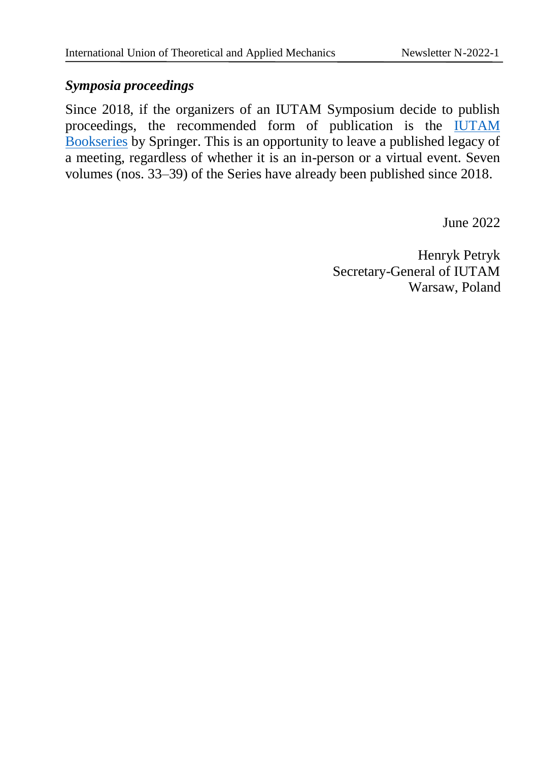### *Symposia proceedings*

Since 2018, if the organizers of an IUTAM Symposium decide to publish proceedings, the recommended form of publication is the IUTAM Bookseries by Springer. This is an opportunity to leave a published legacy of a meeting, regardless of whether it is an in-person or a virtual event. Seven volumes (nos. 33–39) of the Series have already been published since 2018.

June 2022

Henryk Petryk
Secretary-General of IUTAM
Warsaw, Poland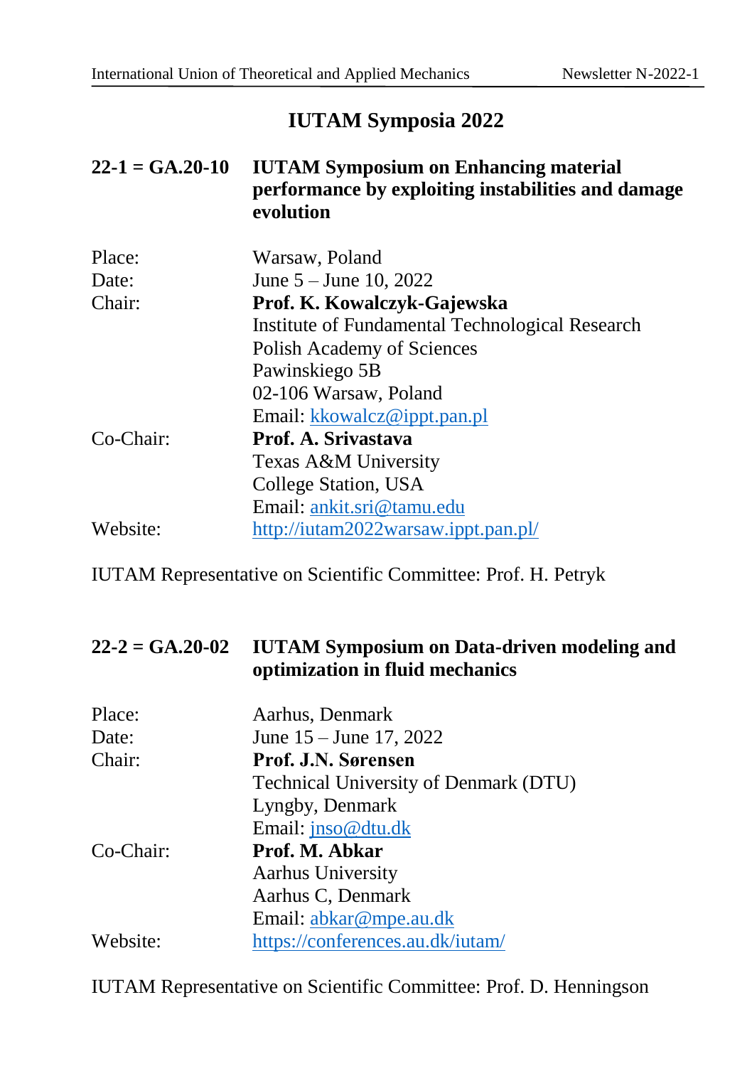# IUTAM Symposia 2022

## 22-1 = GA.20-10 IUTAM Symposium on Enhancing material performance by exploiting instabilities and damage evolution

Place: Warsaw, Poland
Date: June 5 – June 10, 2022
Chair: **Prof. K. Kowalczyk-Gajewska**
Institute of Fundamental Technological Research
Polish Academy of Sciences
Pawinskiego 5B
02-106 Warsaw, Poland
Email: kkowalcz@ippt.pan.pl
Co-Chair: **Prof. A. Srivastava**
Texas A&M University
College Station, USA
Email: ankit.sri@tamu.edu
Website: http://iutam2022warsaw.ippt.pan.pl/

IUTAM Representative on Scientific Committee: Prof. H. Petryk

## 22-2 = GA.20-02 IUTAM Symposium on Data-driven modeling and optimization in fluid mechanics

Place: Aarhus, Denmark
Date: June 15 – June 17, 2022
Chair: **Prof. J.N. Sørensen**
Technical University of Denmark (DTU)
Lyngby, Denmark
Email: jnso@dtu.dk
Co-Chair: **Prof. M. Abkar**
Aarhus University
Aarhus C, Denmark
Email: abkar@mpe.au.dk
Website: https://conferences.au.dk/iutam/

IUTAM Representative on Scientific Committee: Prof. D. Henningson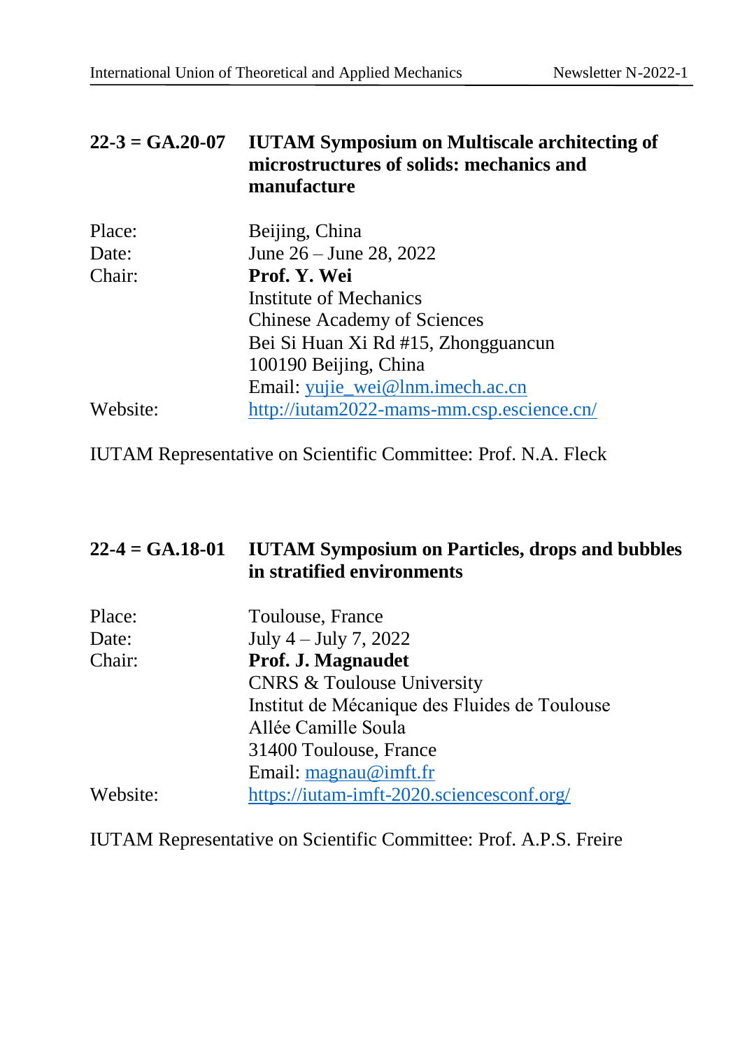**22-3 = GA.20-07 IUTAM Symposium on Multiscale architecting of microstructures of solids: mechanics and manufacture**

Place: Beijing, China
Date: June 26 – June 28, 2022
Chair: **Prof. Y. Wei**
Institute of Mechanics
Chinese Academy of Sciences
Bei Si Huan Xi Rd #15, Zhongguancun
100190 Beijing, China
Email: yujie_wei@lnm.imech.ac.cn
Website: http://iutam2022-mams-mm.csp.escience.cn/

IUTAM Representative on Scientific Committee: Prof. N.A. Fleck

**22-4 = GA.18-01 IUTAM Symposium on Particles, drops and bubbles in stratified environments**

Place: Toulouse, France
Date: July 4 – July 7, 2022
Chair: **Prof. J. Magnaudet**
CNRS & Toulouse University
Institut de Mécanique des Fluides de Toulouse
Allée Camille Soula
31400 Toulouse, France
Email: magnau@imft.fr
Website: https://iutam-imft-2020.sciencesconf.org/

IUTAM Representative on Scientific Committee: Prof. A.P.S. Freire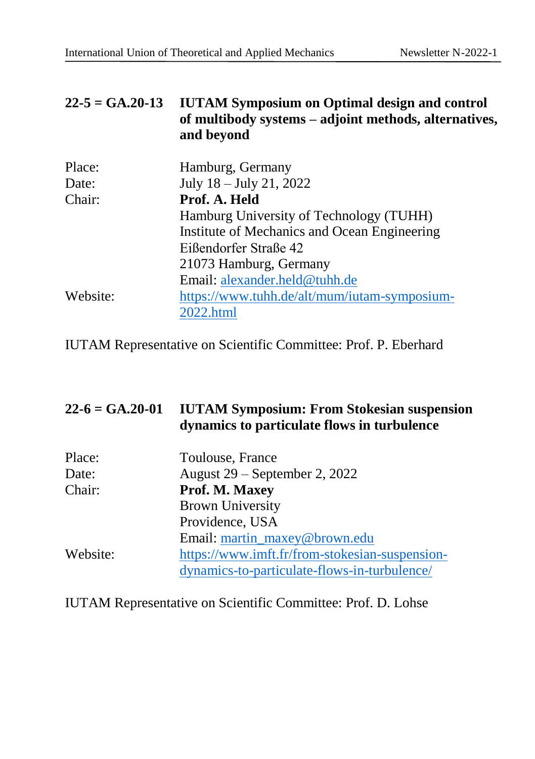## 22-5 = GA.20-13 IUTAM Symposium on Optimal design and control of multibody systems – adjoint methods, alternatives, and beyond

| | |
|---|---|
| Place: | Hamburg, Germany |
| Date: | July 18 – July 21, 2022 |
| Chair: | **Prof. A. Held**<br>Hamburg University of Technology (TUHH)<br>Institute of Mechanics and Ocean Engineering<br>Eißendorfer Straße 42<br>21073 Hamburg, Germany<br>Email: alexander.held@tuhh.de |
| Website: | https://www.tuhh.de/alt/mum/iutam-symposium-2022.html |

IUTAM Representative on Scientific Committee: Prof. P. Eberhard

## 22-6 = GA.20-01 IUTAM Symposium: From Stokesian suspension dynamics to particulate flows in turbulence

| | |
|---|---|
| Place: | Toulouse, France |
| Date: | August 29 – September 2, 2022 |
| Chair: | **Prof. M. Maxey**<br>Brown University<br>Providence, USA<br>Email: martin_maxey@brown.edu |
| Website: | https://www.imft.fr/from-stokesian-suspension-dynamics-to-particulate-flows-in-turbulence/ |

IUTAM Representative on Scientific Committee: Prof. D. Lohse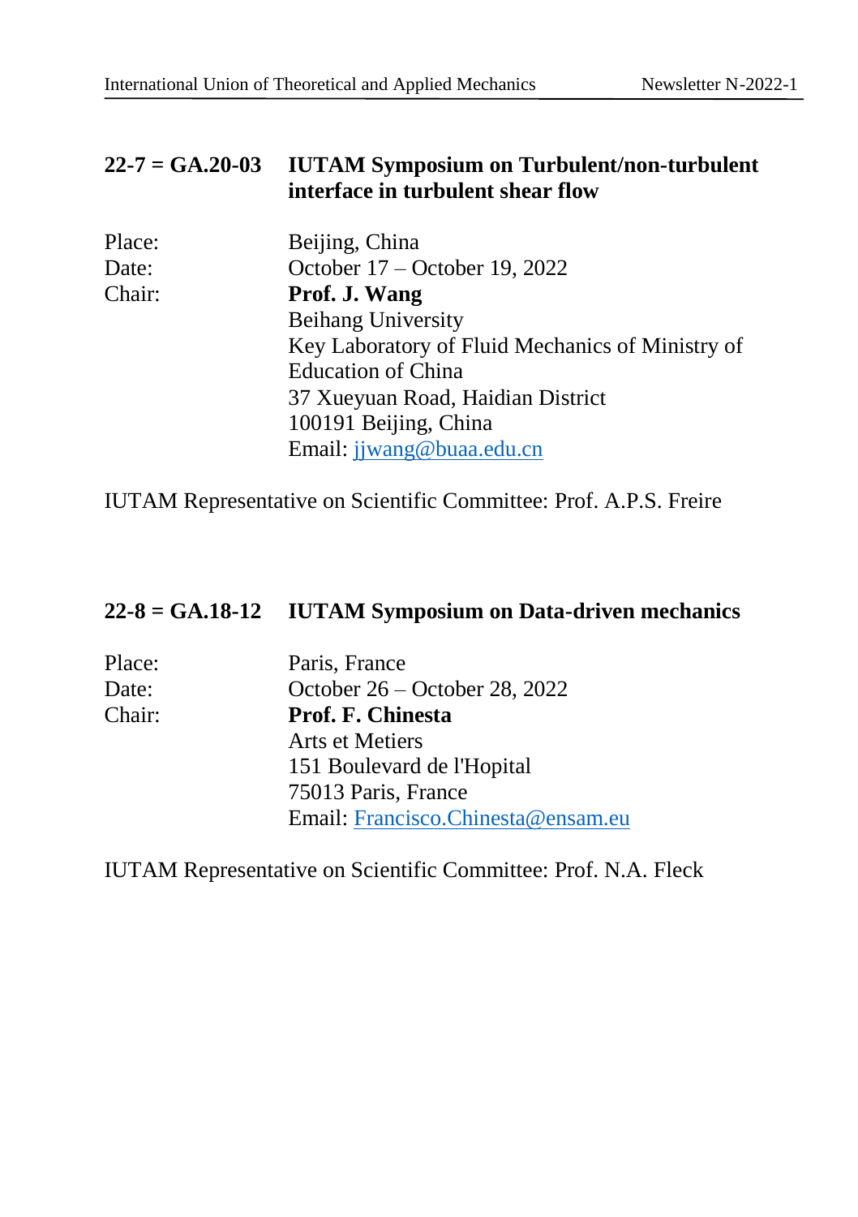### 22-7 = GA.20-03 IUTAM Symposium on Turbulent/non-turbulent interface in turbulent shear flow

Place: Beijing, China
Date: October 17 – October 19, 2022
Chair: **Prof. J. Wang**
Beihang University
Key Laboratory of Fluid Mechanics of Ministry of Education of China
37 Xueyuan Road, Haidian District
100191 Beijing, China
Email: jjwang@buaa.edu.cn

IUTAM Representative on Scientific Committee: Prof. A.P.S. Freire

### 22-8 = GA.18-12 IUTAM Symposium on Data-driven mechanics

Place: Paris, France
Date: October 26 – October 28, 2022
Chair: **Prof. F. Chinesta**
Arts et Metiers
151 Boulevard de l'Hopital
75013 Paris, France
Email: Francisco.Chinesta@ensam.eu

IUTAM Representative on Scientific Committee: Prof. N.A. Fleck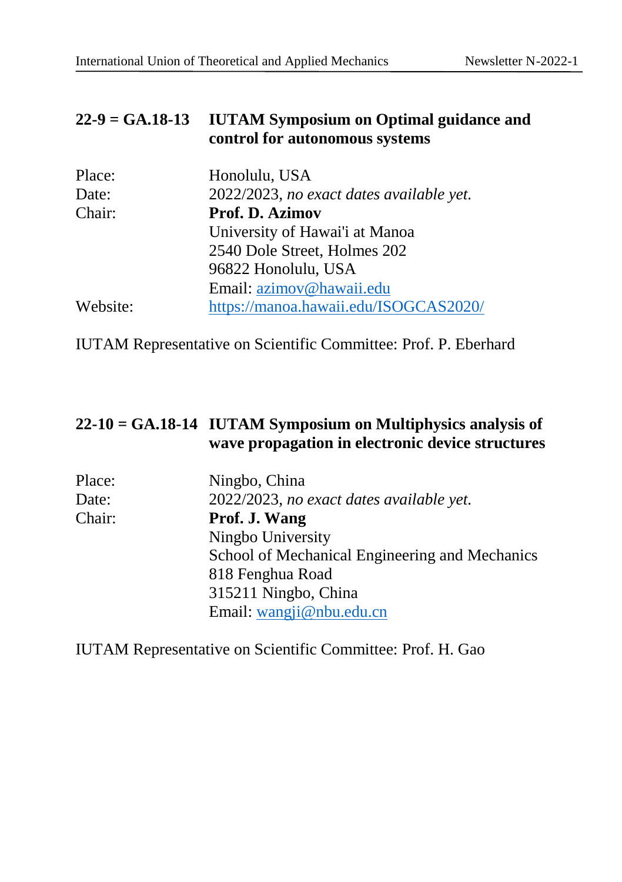## 22-9 = GA.18-13 IUTAM Symposium on Optimal guidance and control for autonomous systems

Place: Honolulu, USA
Date: 2022/2023, *no exact dates available yet.*
Chair: **Prof. D. Azimov**
University of Hawai'i at Manoa
2540 Dole Street, Holmes 202
96822 Honolulu, USA
Email: azimov@hawaii.edu
Website: https://manoa.hawaii.edu/ISOGCAS2020/

IUTAM Representative on Scientific Committee: Prof. P. Eberhard

## 22-10 = GA.18-14 IUTAM Symposium on Multiphysics analysis of wave propagation in electronic device structures

Place: Ningbo, China
Date: 2022/2023, *no exact dates available yet.*
Chair: **Prof. J. Wang**
Ningbo University
School of Mechanical Engineering and Mechanics
818 Fenghua Road
315211 Ningbo, China
Email: wangji@nbu.edu.cn

IUTAM Representative on Scientific Committee: Prof. H. Gao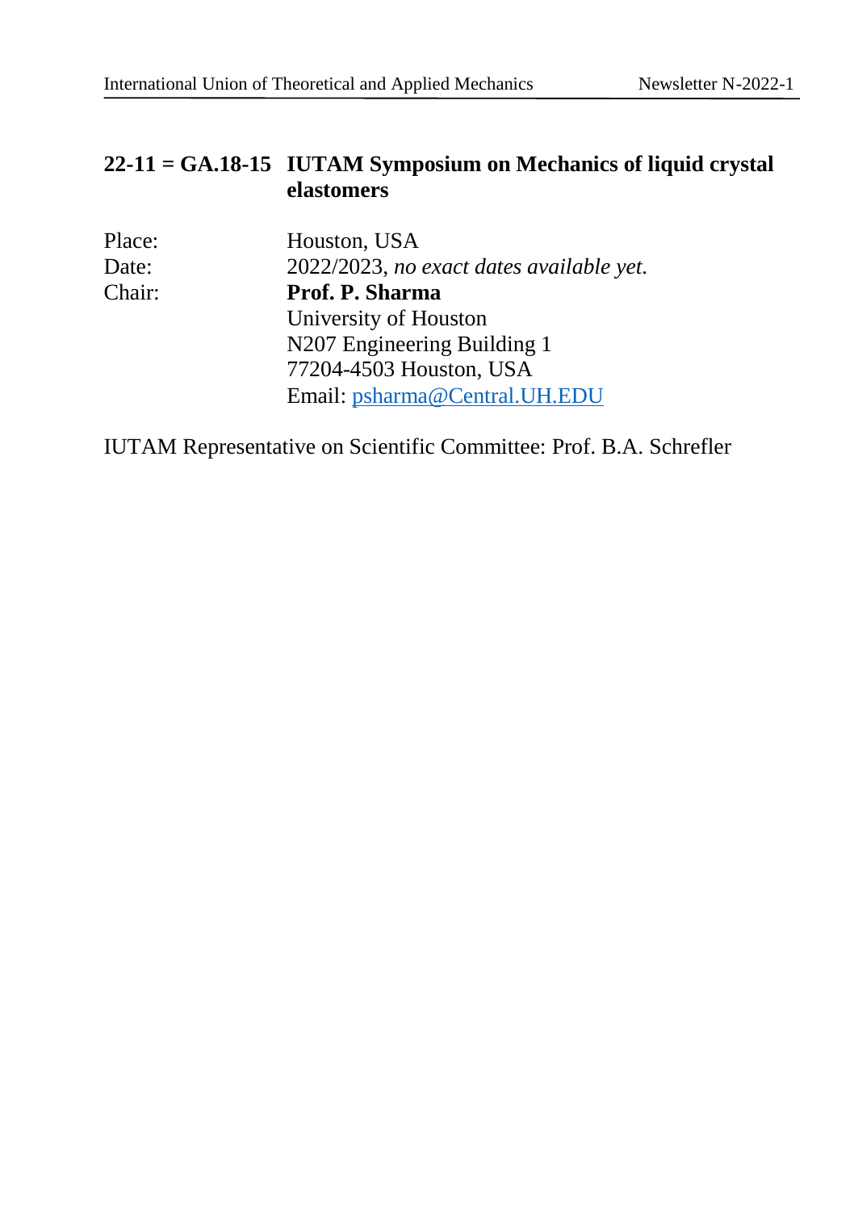### 22-11 = GA.18-15 IUTAM Symposium on Mechanics of liquid crystal elastomers

Place: Houston, USA

Date: 2022/2023, *no exact dates available yet.*

Chair: **Prof. P. Sharma**
University of Houston
N207 Engineering Building 1
77204-4503 Houston, USA
Email: psharma@Central.UH.EDU

IUTAM Representative on Scientific Committee: Prof. B.A. Schrefler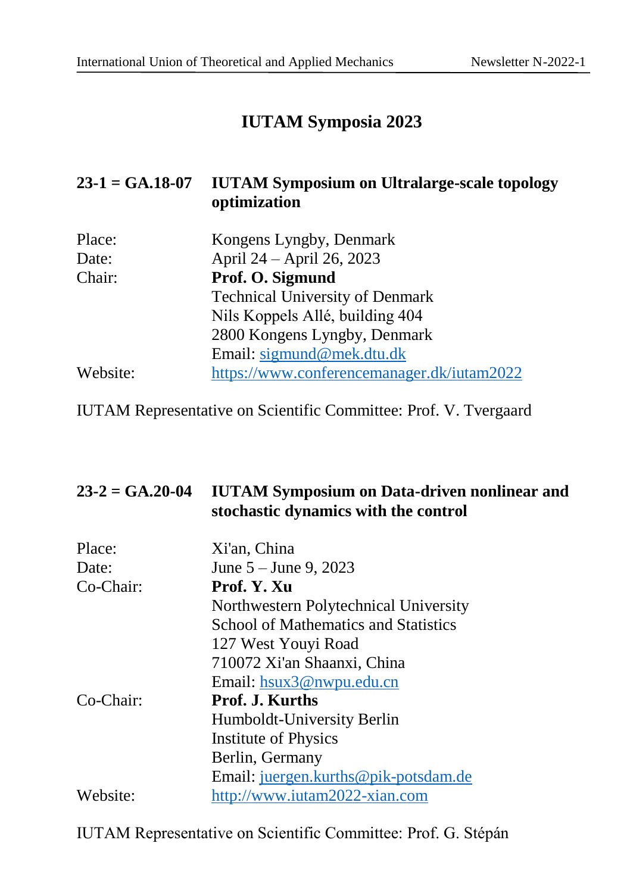# IUTAM Symposia 2023

## 23-1 = GA.18-07 IUTAM Symposium on Ultralarge-scale topology optimization

| | |
|---|---|
| Place: | Kongens Lyngby, Denmark |
| Date: | April 24 – April 26, 2023 |
| Chair: | **Prof. O. Sigmund** |
| | Technical University of Denmark |
| | Nils Koppels Allé, building 404 |
| | 2800 Kongens Lyngby, Denmark |
| | Email: sigmund@mek.dtu.dk |
| Website: | https://www.conferencemanager.dk/iutam2022 |

IUTAM Representative on Scientific Committee: Prof. V. Tvergaard

## 23-2 = GA.20-04 IUTAM Symposium on Data-driven nonlinear and stochastic dynamics with the control

| | |
|---|---|
| Place: | Xi'an, China |
| Date: | June 5 – June 9, 2023 |
| Co-Chair: | **Prof. Y. Xu** |
| | Northwestern Polytechnical University |
| | School of Mathematics and Statistics |
| | 127 West Youyi Road |
| | 710072 Xi'an Shaanxi, China |
| | Email: hsux3@nwpu.edu.cn |
| Co-Chair: | **Prof. J. Kurths** |
| | Humboldt-University Berlin |
| | Institute of Physics |
| | Berlin, Germany |
| | Email: juergen.kurths@pik-potsdam.de |
| Website: | http://www.iutam2022-xian.com |

IUTAM Representative on Scientific Committee: Prof. G. Stépán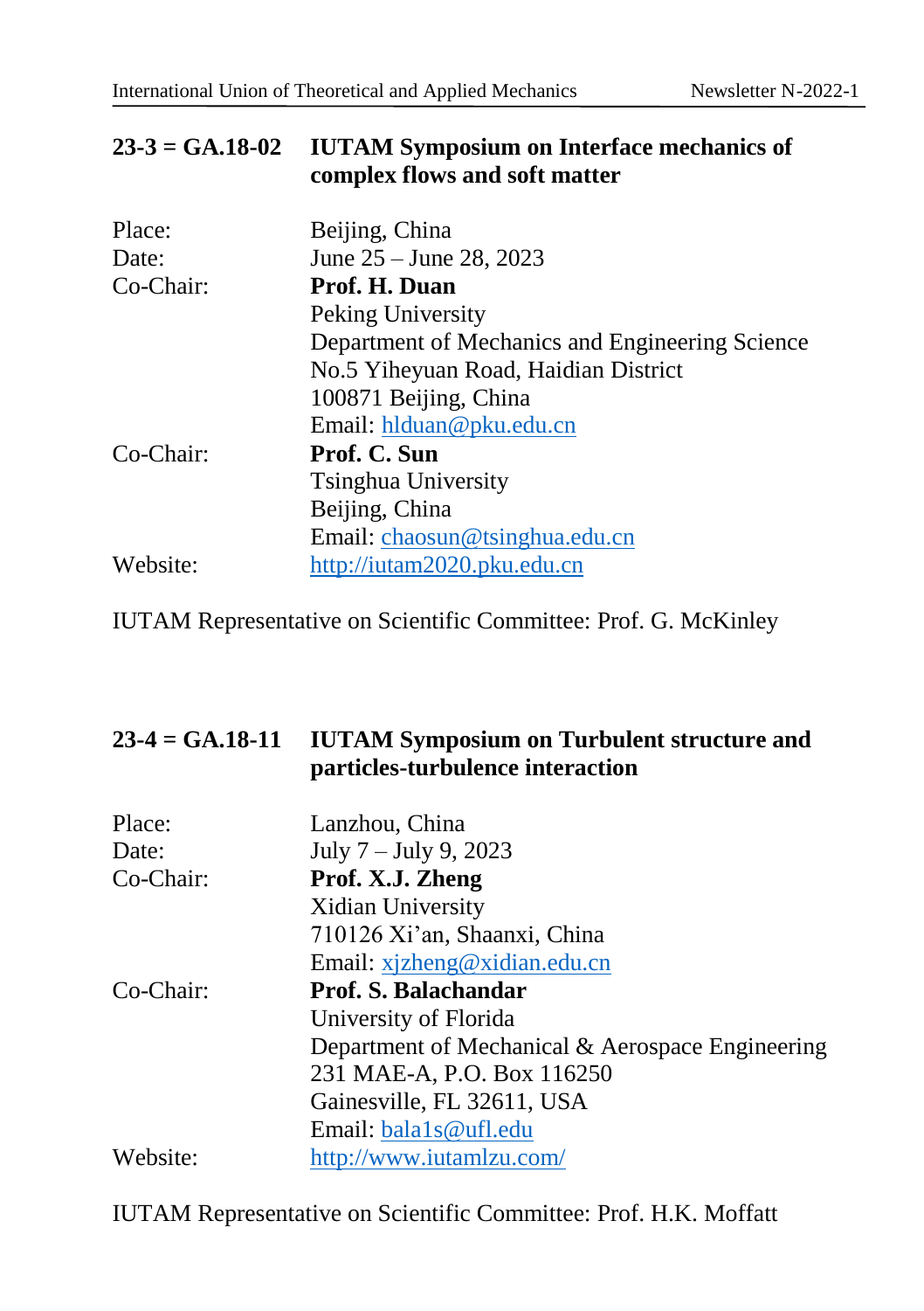**23-3 = GA.18-02 IUTAM Symposium on Interface mechanics of complex flows and soft matter**

| | |
|---|---|
| Place: | Beijing, China |
| Date: | June 25 – June 28, 2023 |
| Co-Chair: | **Prof. H. Duan** |
| | Peking University |
| | Department of Mechanics and Engineering Science |
| | No.5 Yiheyuan Road, Haidian District |
| | 100871 Beijing, China |
| | Email: hlduan@pku.edu.cn |
| Co-Chair: | **Prof. C. Sun** |
| | Tsinghua University |
| | Beijing, China |
| | Email: chaosun@tsinghua.edu.cn |
| Website: | http://iutam2020.pku.edu.cn |

IUTAM Representative on Scientific Committee: Prof. G. McKinley

**23-4 = GA.18-11 IUTAM Symposium on Turbulent structure and particles-turbulence interaction**

| | |
|---|---|
| Place: | Lanzhou, China |
| Date: | July 7 – July 9, 2023 |
| Co-Chair: | **Prof. X.J. Zheng** |
| | Xidian University |
| | 710126 Xi'an, Shaanxi, China |
| | Email: xjzheng@xidian.edu.cn |
| Co-Chair: | **Prof. S. Balachandar** |
| | University of Florida |
| | Department of Mechanical & Aerospace Engineering |
| | 231 MAE-A, P.O. Box 116250 |
| | Gainesville, FL 32611, USA |
| | Email: bala1s@ufl.edu |
| Website: | http://www.iutamlzu.com/ |

IUTAM Representative on Scientific Committee: Prof. H.K. Moffatt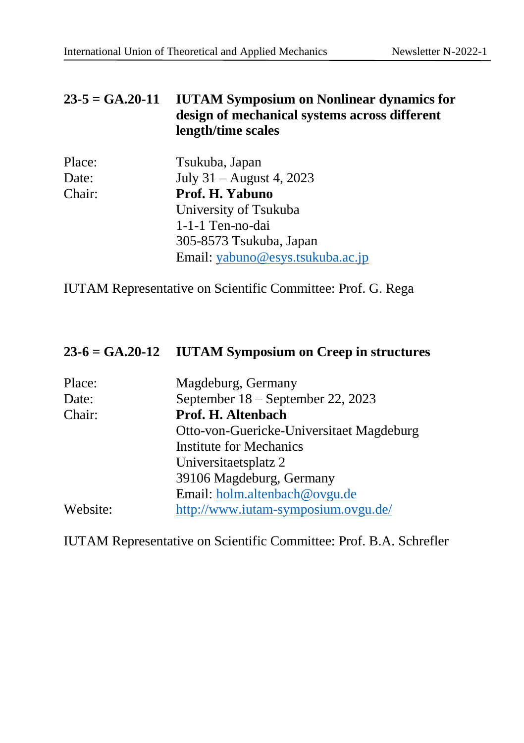### 23-5 = GA.20-11 IUTAM Symposium on Nonlinear dynamics for design of mechanical systems across different length/time scales

Place: Tsukuba, Japan
Date: July 31 – August 4, 2023
Chair: **Prof. H. Yabuno**
University of Tsukuba
1-1-1 Ten-no-dai
305-8573 Tsukuba, Japan
Email: yabuno@esys.tsukuba.ac.jp

IUTAM Representative on Scientific Committee: Prof. G. Rega

### 23-6 = GA.20-12 IUTAM Symposium on Creep in structures

Place: Magdeburg, Germany
Date: September 18 – September 22, 2023
Chair: **Prof. H. Altenbach**
Otto-von-Guericke-Universitaet Magdeburg
Institute for Mechanics
Universitaetsplatz 2
39106 Magdeburg, Germany
Email: holm.altenbach@ovgu.de
Website: http://www.iutam-symposium.ovgu.de/

IUTAM Representative on Scientific Committee: Prof. B.A. Schrefler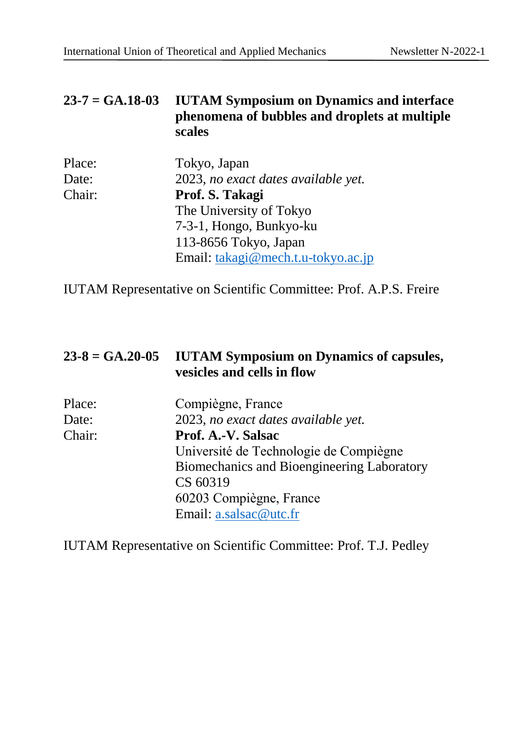## 23-7 = GA.18-03 IUTAM Symposium on Dynamics and interface phenomena of bubbles and droplets at multiple scales

Place: Tokyo, Japan
Date: 2023, *no exact dates available yet.*
Chair: **Prof. S. Takagi**
The University of Tokyo
7-3-1, Hongo, Bunkyo-ku
113-8656 Tokyo, Japan
Email: takagi@mech.t.u-tokyo.ac.jp

IUTAM Representative on Scientific Committee: Prof. A.P.S. Freire

## 23-8 = GA.20-05 IUTAM Symposium on Dynamics of capsules, vesicles and cells in flow

Place: Compiègne, France
Date: 2023, *no exact dates available yet.*
Chair: **Prof. A.-V. Salsac**
Université de Technologie de Compiègne
Biomechanics and Bioengineering Laboratory
CS 60319
60203 Compiègne, France
Email: a.salsac@utc.fr

IUTAM Representative on Scientific Committee: Prof. T.J. Pedley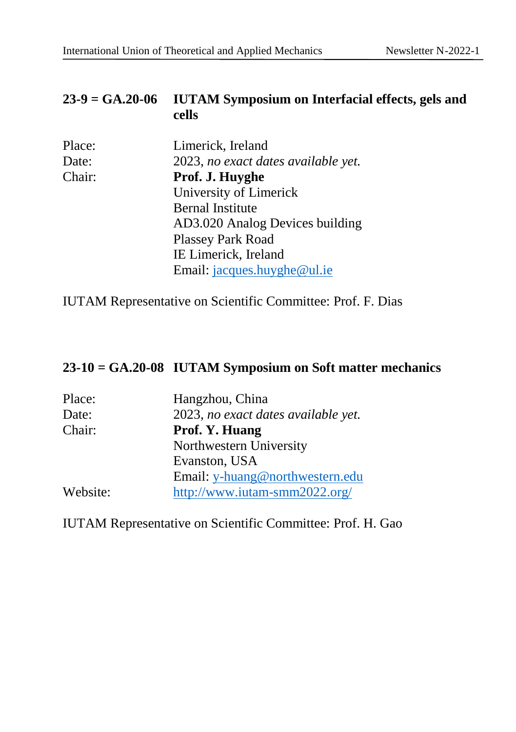### 23-9 = GA.20-06 IUTAM Symposium on Interfacial effects, gels and cells

Place: Limerick, Ireland
Date: 2023, *no exact dates available yet.*
Chair: **Prof. J. Huyghe**
University of Limerick
Bernal Institute
AD3.020 Analog Devices building
Plassey Park Road
IE Limerick, Ireland
Email: jacques.huyghe@ul.ie

IUTAM Representative on Scientific Committee: Prof. F. Dias

### 23-10 = GA.20-08 IUTAM Symposium on Soft matter mechanics

Place: Hangzhou, China
Date: 2023, *no exact dates available yet.*
Chair: **Prof. Y. Huang**
Northwestern University
Evanston, USA
Email: y-huang@northwestern.edu
Website: http://www.iutam-smm2022.org/

IUTAM Representative on Scientific Committee: Prof. H. Gao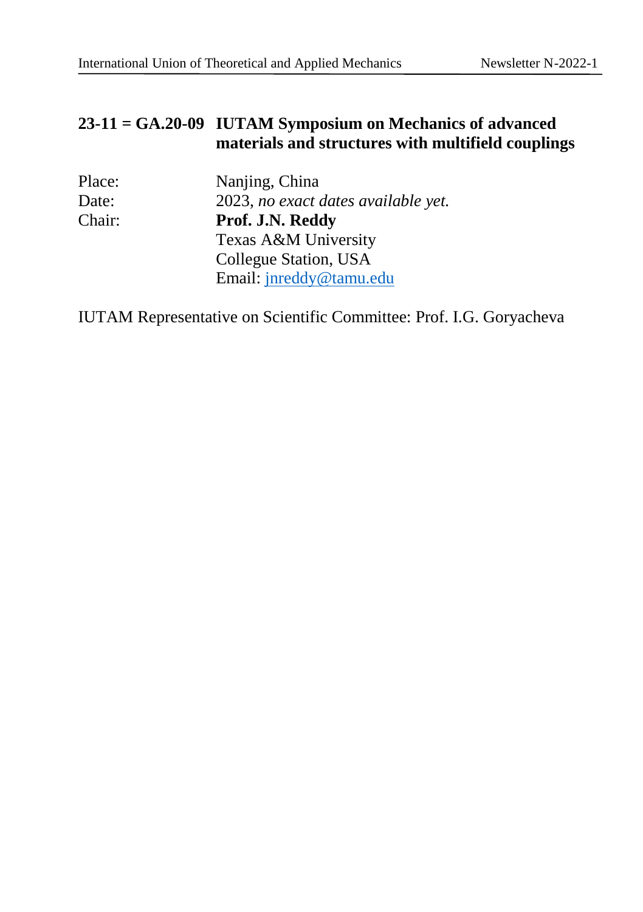**23-11 = GA.20-09 IUTAM Symposium on Mechanics of advanced materials and structures with multifield couplings**

| | |
|---|---|
| Place: | Nanjing, China |
| Date: | 2023, *no exact dates available yet.* |
| Chair: | **Prof. J.N. Reddy** |
| | Texas A&M University |
| | Collegue Station, USA |
| | Email: jnreddy@tamu.edu |

IUTAM Representative on Scientific Committee: Prof. I.G. Goryacheva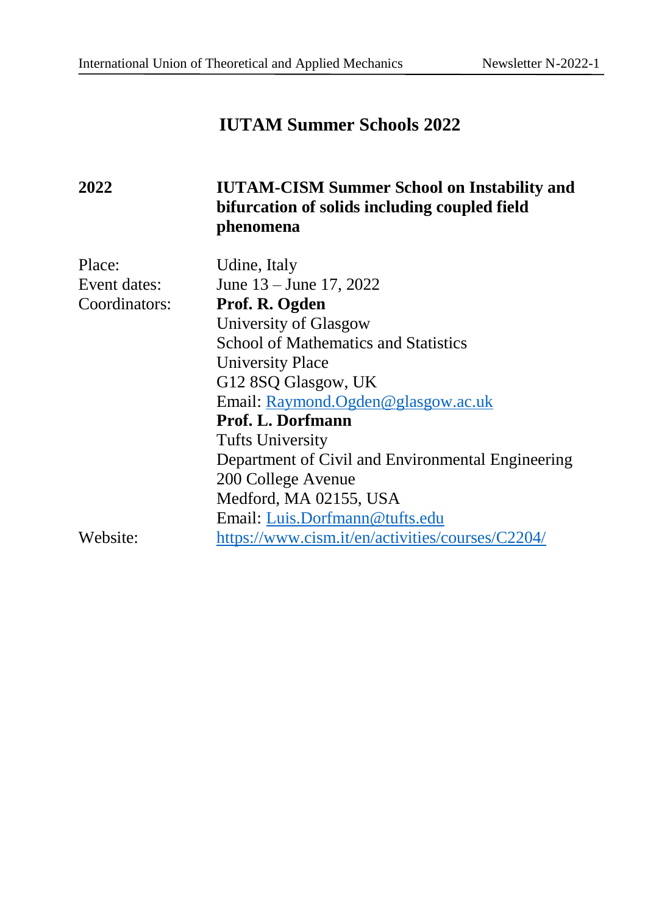# IUTAM Summer Schools 2022

| | |
|---|---|
| **2022** | **IUTAM-CISM Summer School on Instability and bifurcation of solids including coupled field phenomena** |
| Place: | Udine, Italy |
| Event dates: | June 13 – June 17, 2022 |
| Coordinators: | **Prof. R. Ogden**<br>University of Glasgow<br>School of Mathematics and Statistics<br>University Place<br>G12 8SQ Glasgow, UK<br>Email: Raymond.Ogden@glasgow.ac.uk<br>**Prof. L. Dorfmann**<br>Tufts University<br>Department of Civil and Environmental Engineering<br>200 College Avenue<br>Medford, MA 02155, USA<br>Email: Luis.Dorfmann@tufts.edu |
| Website: | https://www.cism.it/en/activities/courses/C2204/ |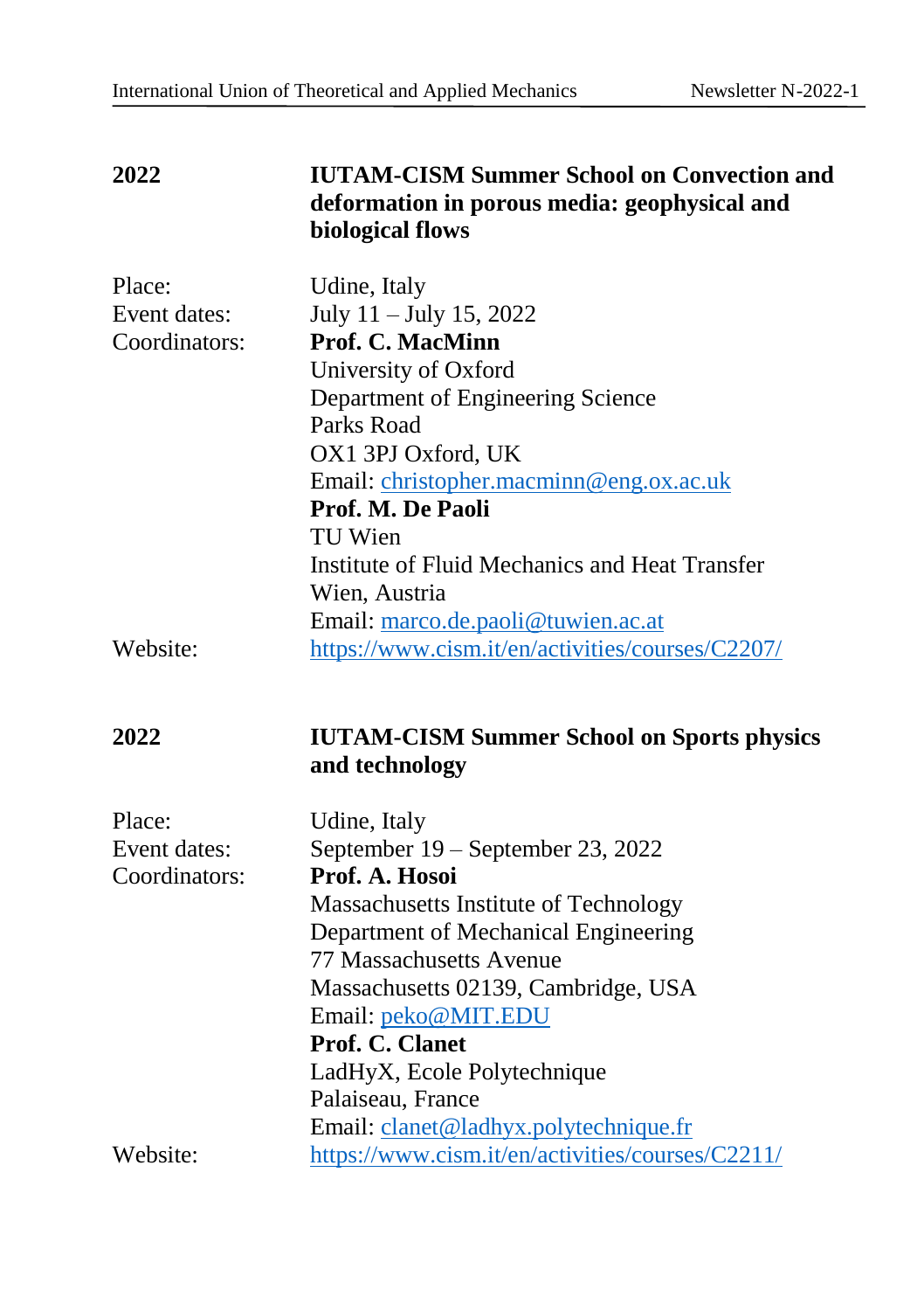**2022** **IUTAM-CISM Summer School on Convection and deformation in porous media: geophysical and biological flows**

Place: Udine, Italy
Event dates: July 11 – July 15, 2022
Coordinators: **Prof. C. MacMinn**
University of Oxford
Department of Engineering Science
Parks Road
OX1 3PJ Oxford, UK
Email: christopher.macminn@eng.ox.ac.uk
**Prof. M. De Paoli**
TU Wien
Institute of Fluid Mechanics and Heat Transfer
Wien, Austria
Email: marco.de.paoli@tuwien.ac.at
Website: https://www.cism.it/en/activities/courses/C2207/

**2022** **IUTAM-CISM Summer School on Sports physics and technology**

Place: Udine, Italy
Event dates: September 19 – September 23, 2022
Coordinators: **Prof. A. Hosoi**
Massachusetts Institute of Technology
Department of Mechanical Engineering
77 Massachusetts Avenue
Massachusetts 02139, Cambridge, USA
Email: peko@MIT.EDU
**Prof. C. Clanet**
LadHyX, Ecole Polytechnique
Palaiseau, France
Email: clanet@ladhyx.polytechnique.fr
Website: https://www.cism.it/en/activities/courses/C2211/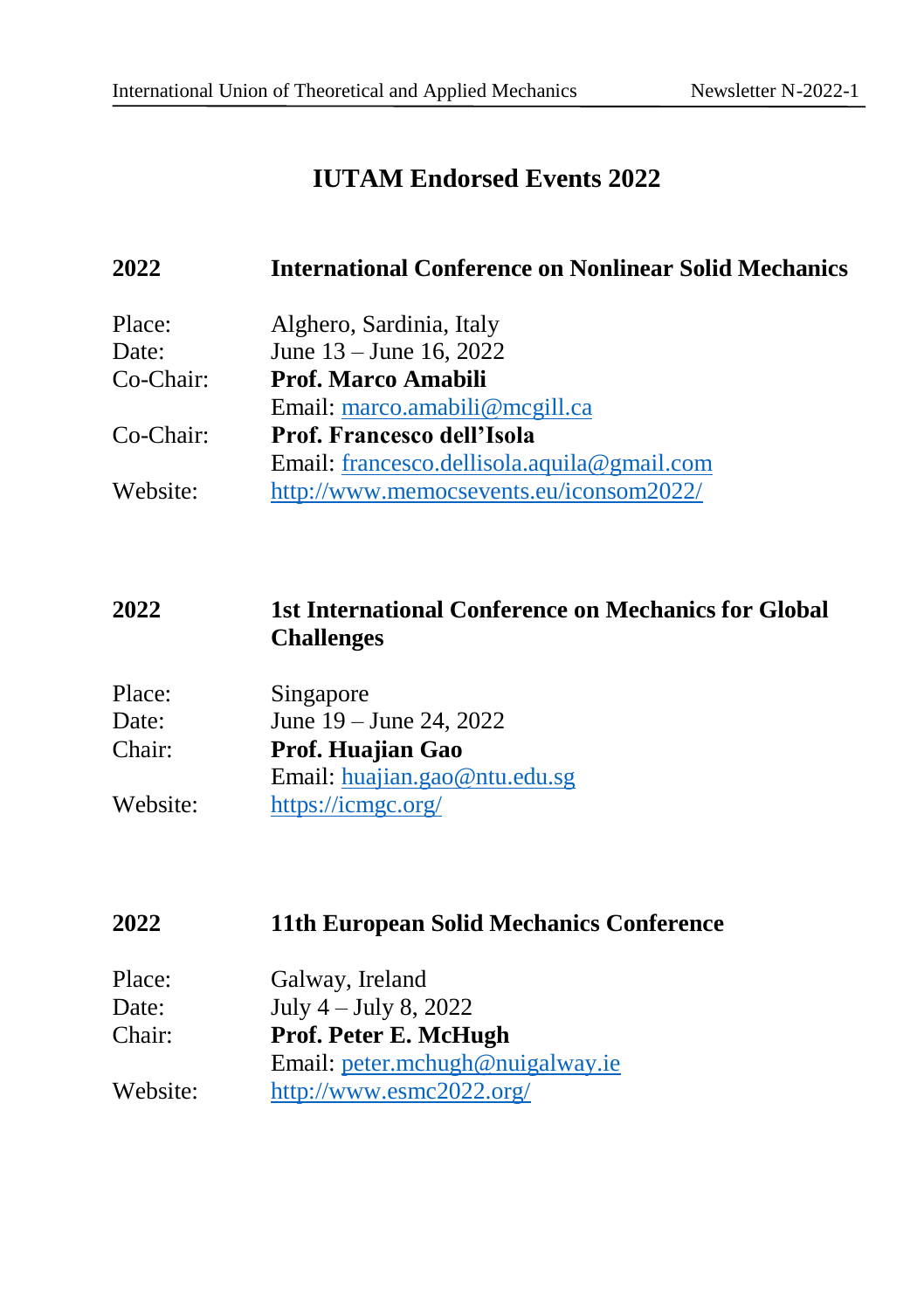# IUTAM Endorsed Events 2022

| 2022 | **International Conference on Nonlinear Solid Mechanics** |
|---|---|
| Place: | Alghero, Sardinia, Italy |
| Date: | June 13 – June 16, 2022 |
| Co-Chair: | **Prof. Marco Amabili** |
| | Email: marco.amabili@mcgill.ca |
| Co-Chair: | **Prof. Francesco dell'Isola** |
| | Email: francesco.dellisola.aquila@gmail.com |
| Website: | http://www.memocsevents.eu/iconsom2022/ |

| 2022 | **1st International Conference on Mechanics for Global Challenges** |
|---|---|
| Place: | Singapore |
| Date: | June 19 – June 24, 2022 |
| Chair: | **Prof. Huajian Gao** |
| | Email: huajian.gao@ntu.edu.sg |
| Website: | https://icmgc.org/ |

| 2022 | **11th European Solid Mechanics Conference** |
|---|---|
| Place: | Galway, Ireland |
| Date: | July 4 – July 8, 2022 |
| Chair: | **Prof. Peter E. McHugh** |
| | Email: peter.mchugh@nuigalway.ie |
| Website: | http://www.esmc2022.org/ |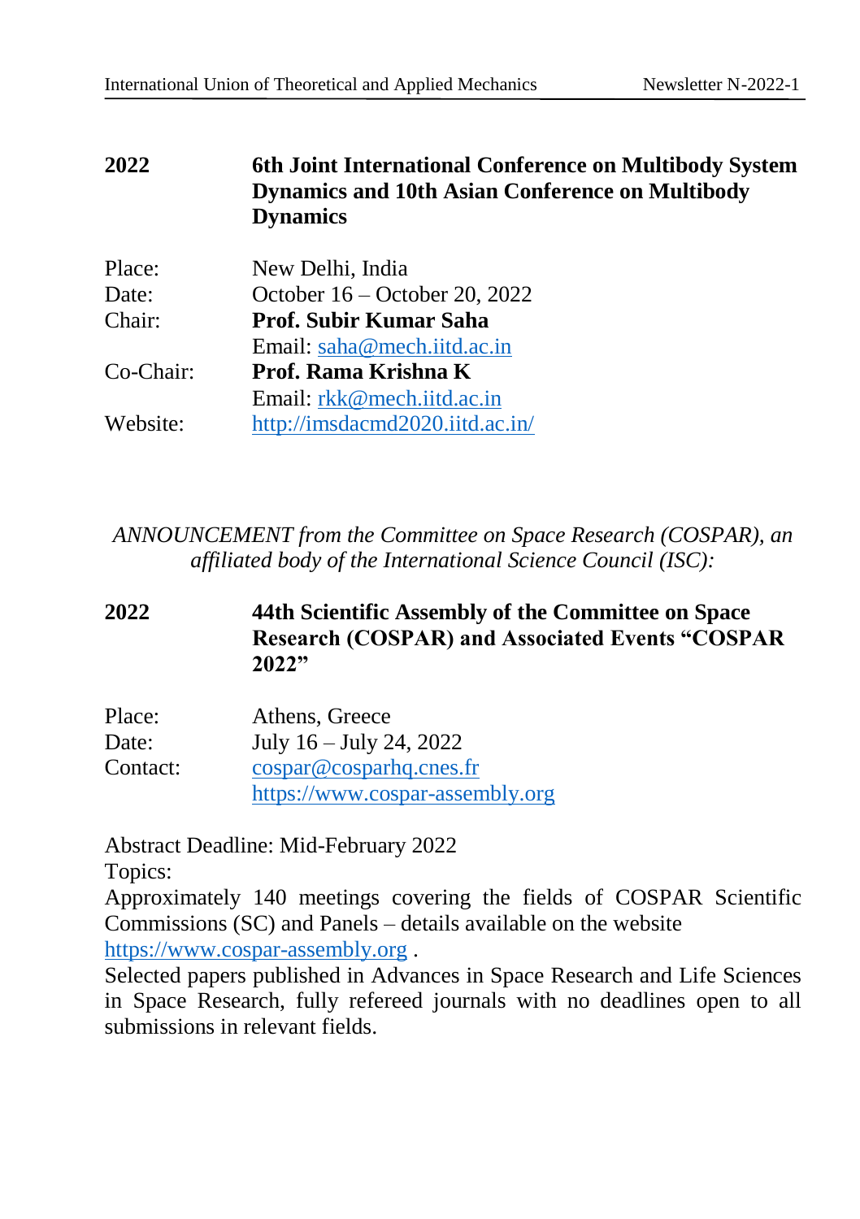| **2022** | **6th Joint International Conference on Multibody System Dynamics and 10th Asian Conference on Multibody Dynamics** |
|---|---|
| Place: | New Delhi, India |
| Date: | October 16 – October 20, 2022 |
| Chair: | **Prof. Subir Kumar Saha** |
| | Email: saha@mech.iitd.ac.in |
| Co-Chair: | **Prof. Rama Krishna K** |
| | Email: rkk@mech.iitd.ac.in |
| Website: | http://imsdacmd2020.iitd.ac.in/ |

*ANNOUNCEMENT from the Committee on Space Research (COSPAR), an affiliated body of the International Science Council (ISC):*

| **2022** | **44th Scientific Assembly of the Committee on Space Research (COSPAR) and Associated Events "COSPAR 2022"** |
|---|---|
| Place: | Athens, Greece |
| Date: | July 16 – July 24, 2022 |
| Contact: | cospar@cosparhq.cnes.fr |
| | https://www.cospar-assembly.org |

Abstract Deadline: Mid-February 2022

Topics:

Approximately 140 meetings covering the fields of COSPAR Scientific Commissions (SC) and Panels – details available on the website https://www.cospar-assembly.org .

Selected papers published in Advances in Space Research and Life Sciences in Space Research, fully refereed journals with no deadlines open to all submissions in relevant fields.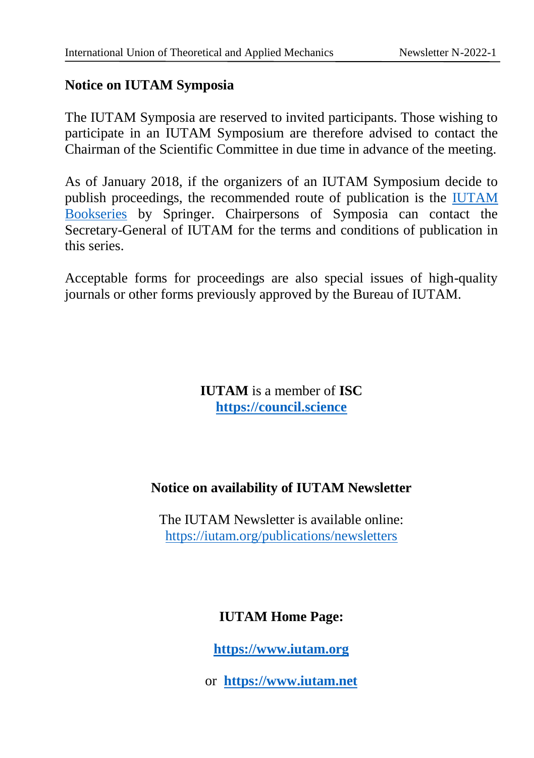## Notice on IUTAM Symposia

The IUTAM Symposia are reserved to invited participants. Those wishing to participate in an IUTAM Symposium are therefore advised to contact the Chairman of the Scientific Committee in due time in advance of the meeting.

As of January 2018, if the organizers of an IUTAM Symposium decide to publish proceedings, the recommended route of publication is the IUTAM Bookseries by Springer. Chairpersons of Symposia can contact the Secretary-General of IUTAM for the terms and conditions of publication in this series.

Acceptable forms for proceedings are also special issues of high-quality journals or other forms previously approved by the Bureau of IUTAM.

**IUTAM** is a member of **ISC**
**https://council.science**

## Notice on availability of IUTAM Newsletter

The IUTAM Newsletter is available online:
https://iutam.org/publications/newsletters

## IUTAM Home Page:

**https://www.iutam.org**

or **https://www.iutam.net**